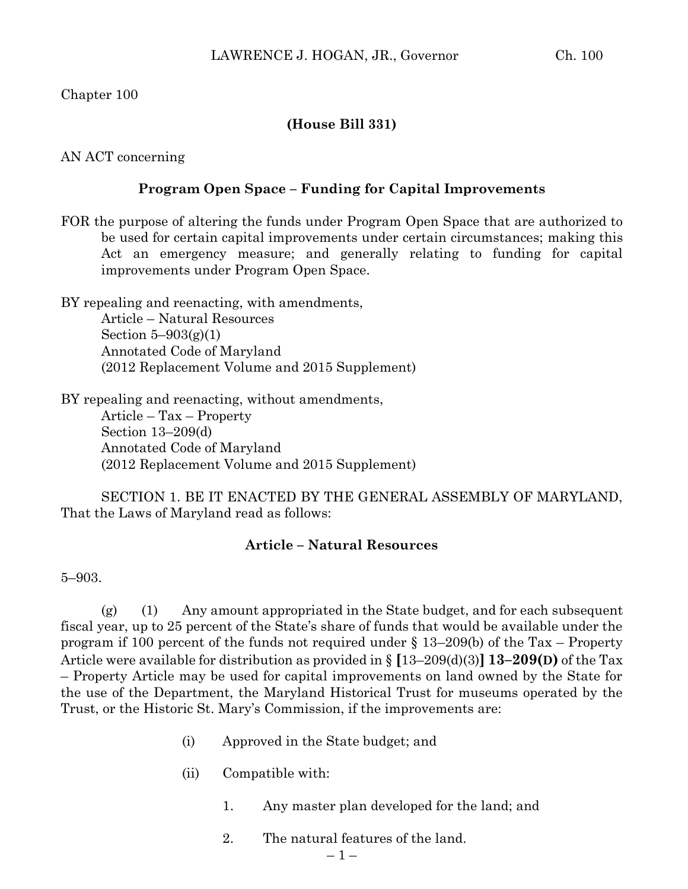Chapter 100

**(House Bill 331)**

AN ACT concerning

**Program Open Space – Funding for Capital Improvements**

FOR the purpose of altering the funds under Program Open Space that are authorized to be used for certain capital improvements under certain circumstances; making this Act an emergency measure; and generally relating to funding for capital improvements under Program Open Space.

BY repealing and reenacting, with amendments,
Article – Natural Resources
Section 5–903(g)(1)
Annotated Code of Maryland
(2012 Replacement Volume and 2015 Supplement)

BY repealing and reenacting, without amendments,
Article – Tax – Property
Section 13–209(d)
Annotated Code of Maryland
(2012 Replacement Volume and 2015 Supplement)

SECTION 1. BE IT ENACTED BY THE GENERAL ASSEMBLY OF MARYLAND, That the Laws of Maryland read as follows:

**Article – Natural Resources**

5–903.

(g) (1) Any amount appropriated in the State budget, and for each subsequent fiscal year, up to 25 percent of the State's share of funds that would be available under the program if 100 percent of the funds not required under § 13–209(b) of the Tax – Property Article were available for distribution as provided in § **[**13–209(d)(3)**] 13–209(D)** of the Tax – Property Article may be used for capital improvements on land owned by the State for the use of the Department, the Maryland Historical Trust for museums operated by the Trust, or the Historic St. Mary's Commission, if the improvements are:

(i) Approved in the State budget; and

(ii) Compatible with:

1. Any master plan developed for the land; and

2. The natural features of the land.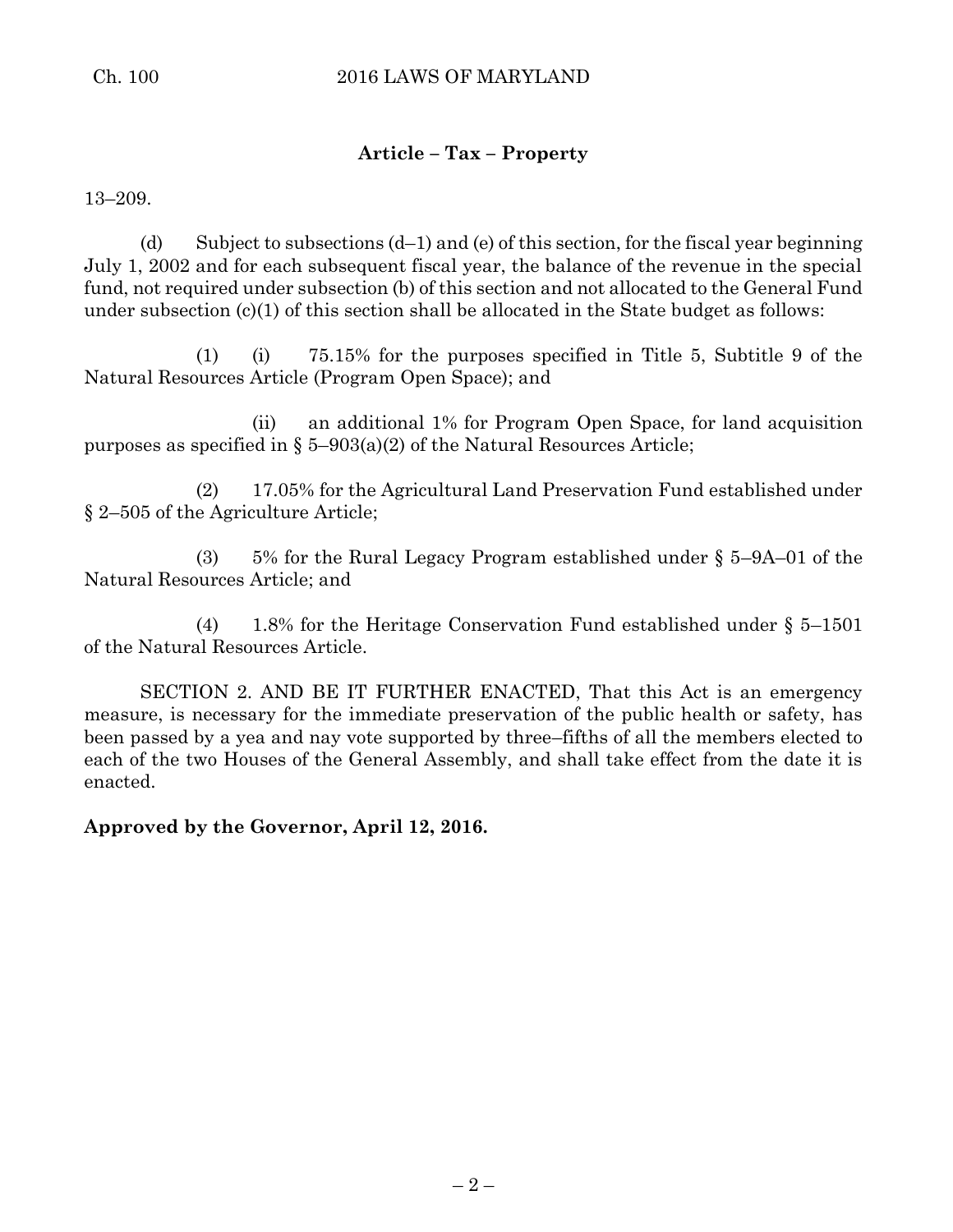**Article – Tax – Property**

13–209.

(d) Subject to subsections (d–1) and (e) of this section, for the fiscal year beginning July 1, 2002 and for each subsequent fiscal year, the balance of the revenue in the special fund, not required under subsection (b) of this section and not allocated to the General Fund under subsection (c)(1) of this section shall be allocated in the State budget as follows:

(1) (i) 75.15% for the purposes specified in Title 5, Subtitle 9 of the Natural Resources Article (Program Open Space); and

(ii) an additional 1% for Program Open Space, for land acquisition purposes as specified in § 5–903(a)(2) of the Natural Resources Article;

(2) 17.05% for the Agricultural Land Preservation Fund established under § 2–505 of the Agriculture Article;

(3) 5% for the Rural Legacy Program established under § 5–9A–01 of the Natural Resources Article; and

(4) 1.8% for the Heritage Conservation Fund established under § 5–1501 of the Natural Resources Article.

SECTION 2. AND BE IT FURTHER ENACTED, That this Act is an emergency measure, is necessary for the immediate preservation of the public health or safety, has been passed by a yea and nay vote supported by three–fifths of all the members elected to each of the two Houses of the General Assembly, and shall take effect from the date it is enacted.

**Approved by the Governor, April 12, 2016.**